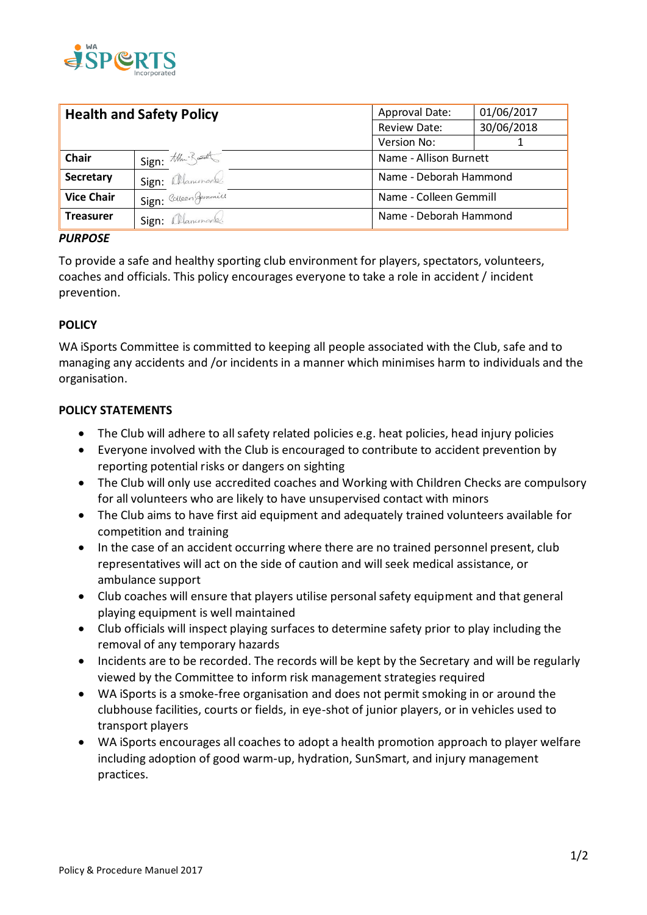| Health and Safety Policy | | Approval Date: | 01/06/2017 |
|---|---|---|---|
| | | Review Date: | 30/06/2018 |
| | | Version No: | 1 |
| **Chair** | Sign: | Name - Allison Burnett | |
| **Secretary** | Sign: | Name - Deborah Hammond | |
| **Vice Chair** | Sign: | Name - Colleen Gemmill | |
| **Treasurer** | Sign: | Name - Deborah Hammond | |

***PURPOSE***

To provide a safe and healthy sporting club environment for players, spectators, volunteers, coaches and officials. This policy encourages everyone to take a role in accident / incident prevention.

**POLICY**

WA iSports Committee is committed to keeping all people associated with the Club, safe and to managing any accidents and /or incidents in a manner which minimises harm to individuals and the organisation.

**POLICY STATEMENTS**

- The Club will adhere to all safety related policies e.g. heat policies, head injury policies
- Everyone involved with the Club is encouraged to contribute to accident prevention by reporting potential risks or dangers on sighting
- The Club will only use accredited coaches and Working with Children Checks are compulsory for all volunteers who are likely to have unsupervised contact with minors
- The Club aims to have first aid equipment and adequately trained volunteers available for competition and training
- In the case of an accident occurring where there are no trained personnel present, club representatives will act on the side of caution and will seek medical assistance, or ambulance support
- Club coaches will ensure that players utilise personal safety equipment and that general playing equipment is well maintained
- Club officials will inspect playing surfaces to determine safety prior to play including the removal of any temporary hazards
- Incidents are to be recorded. The records will be kept by the Secretary and will be regularly viewed by the Committee to inform risk management strategies required
- WA iSports is a smoke-free organisation and does not permit smoking in or around the clubhouse facilities, courts or fields, in eye-shot of junior players, or in vehicles used to transport players
- WA iSports encourages all coaches to adopt a health promotion approach to player welfare including adoption of good warm-up, hydration, SunSmart, and injury management practices.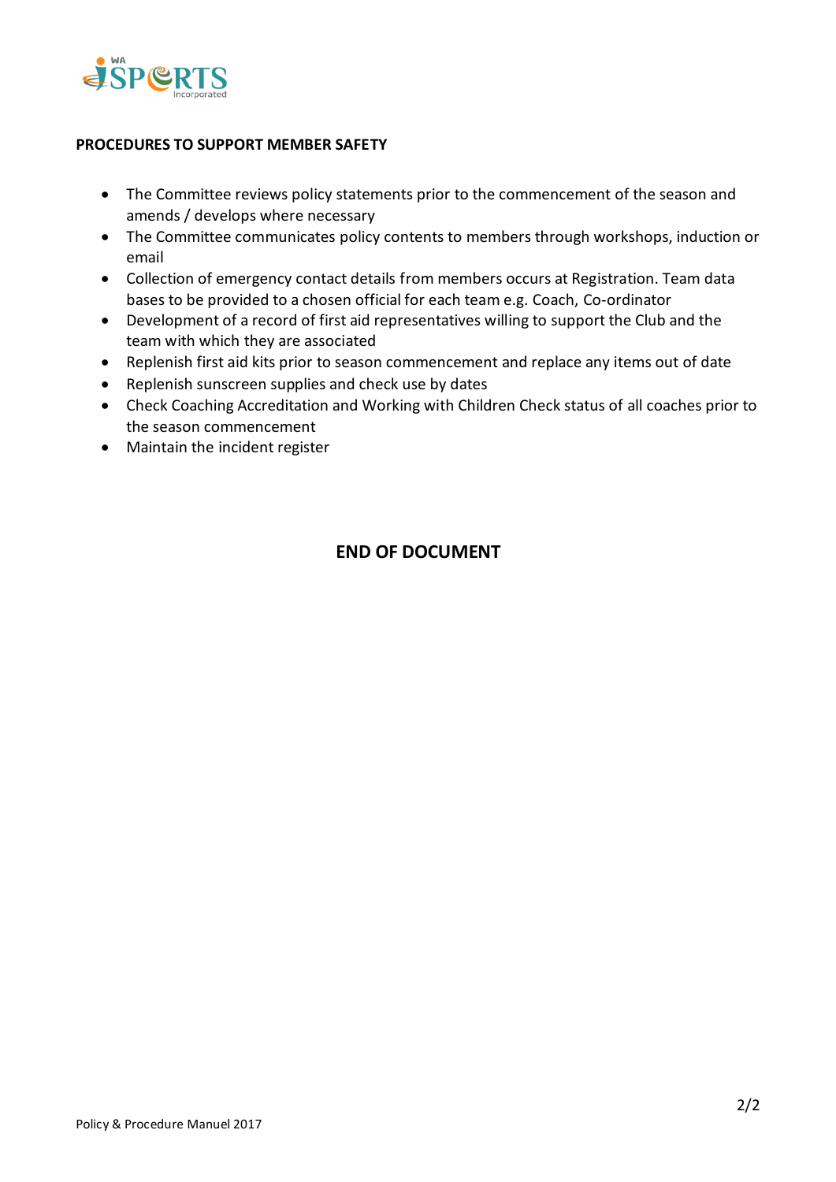## PROCEDURES TO SUPPORT MEMBER SAFETY

- The Committee reviews policy statements prior to the commencement of the season and amends / develops where necessary
- The Committee communicates policy contents to members through workshops, induction or email
- Collection of emergency contact details from members occurs at Registration. Team data bases to be provided to a chosen official for each team e.g. Coach, Co-ordinator
- Development of a record of first aid representatives willing to support the Club and the team with which they are associated
- Replenish first aid kits prior to season commencement and replace any items out of date
- Replenish sunscreen supplies and check use by dates
- Check Coaching Accreditation and Working with Children Check status of all coaches prior to the season commencement
- Maintain the incident register

**END OF DOCUMENT**